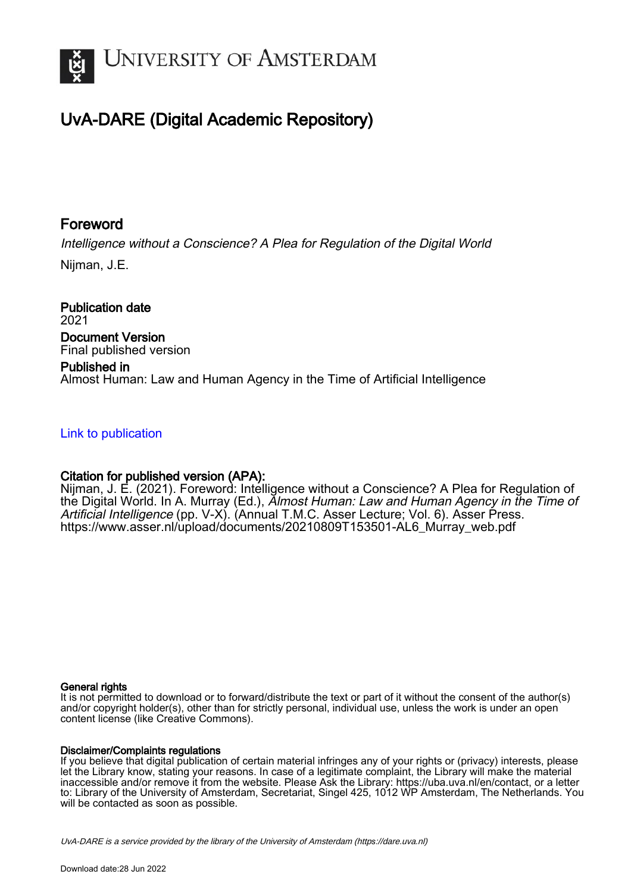# UNIVERSITY OF AMSTERDAM

## UvA-DARE (Digital Academic Repository)

## Foreword

*Intelligence without a Conscience? A Plea for Regulation of the Digital World*

Nijman, J.E.

**Publication date**
2021

**Document Version**
Final published version

**Published in**
Almost Human: Law and Human Agency in the Time of Artificial Intelligence

[Link to publication](#)

**Citation for published version (APA):**
Nijman, J. E. (2021). Foreword: Intelligence without a Conscience? A Plea for Regulation of the Digital World. In A. Murray (Ed.), *Almost Human: Law and Human Agency in the Time of Artificial Intelligence* (pp. V-X). (Annual T.M.C. Asser Lecture; Vol. 6). Asser Press. https://www.asser.nl/upload/documents/20210809T153501-AL6_Murray_web.pdf

**General rights**
It is not permitted to download or to forward/distribute the text or part of it without the consent of the author(s) and/or copyright holder(s), other than for strictly personal, individual use, unless the work is under an open content license (like Creative Commons).

**Disclaimer/Complaints regulations**
If you believe that digital publication of certain material infringes any of your rights or (privacy) interests, please let the Library know, stating your reasons. In case of a legitimate complaint, the Library will make the material inaccessible and/or remove it from the website. Please Ask the Library: https://uba.uva.nl/en/contact, or a letter to: Library of the University of Amsterdam, Secretariat, Singel 425, 1012 WP Amsterdam, The Netherlands. You will be contacted as soon as possible.

*UvA-DARE is a service provided by the library of the University of Amsterdam (https://dare.uva.nl)*

Download date:28 Jun 2022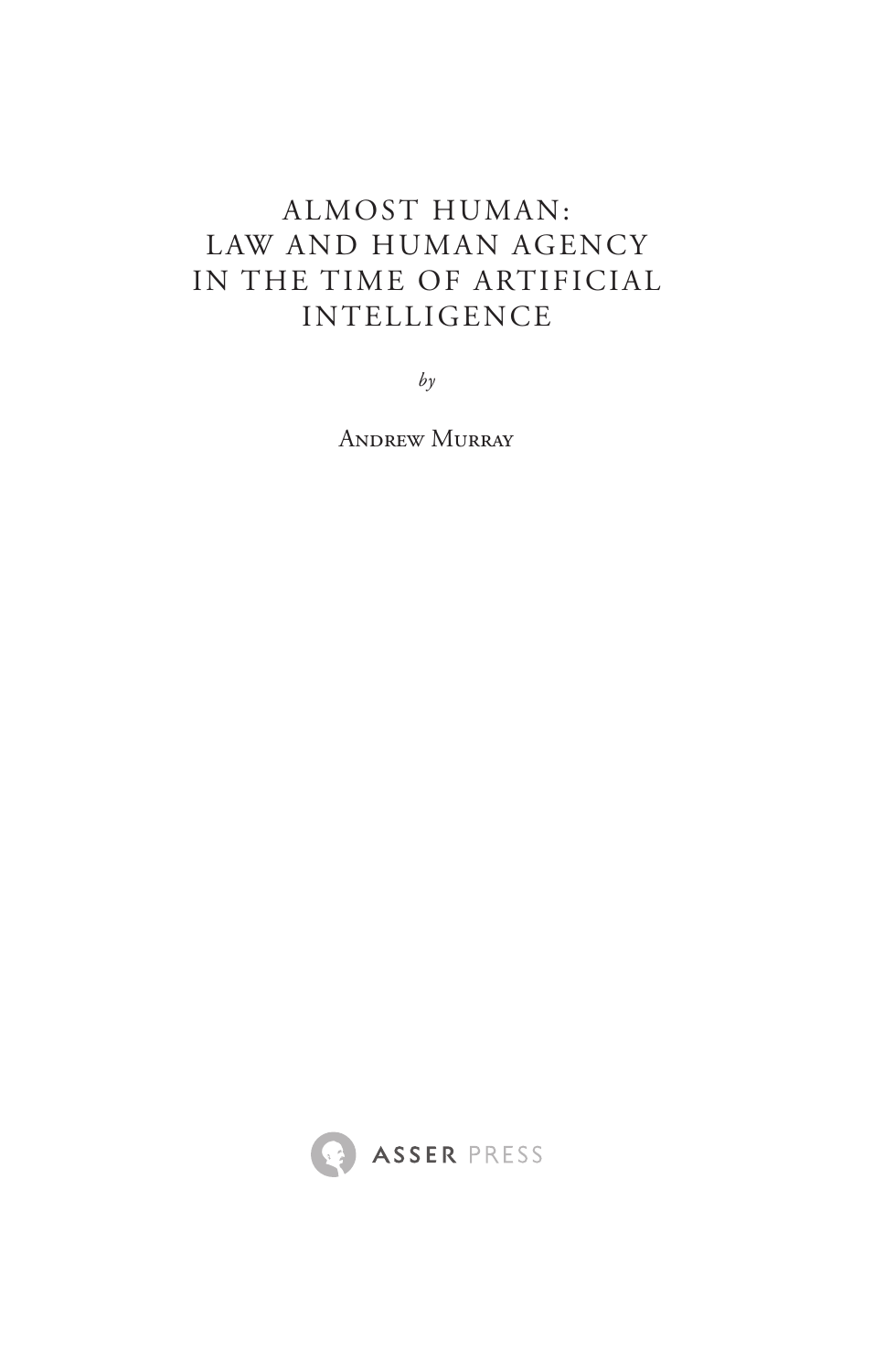# ALMOST HUMAN: LAW AND HUMAN AGENCY IN THE TIME OF ARTIFICIAL INTELLIGENCE

*by*

Andrew Murray

ASSER PRESS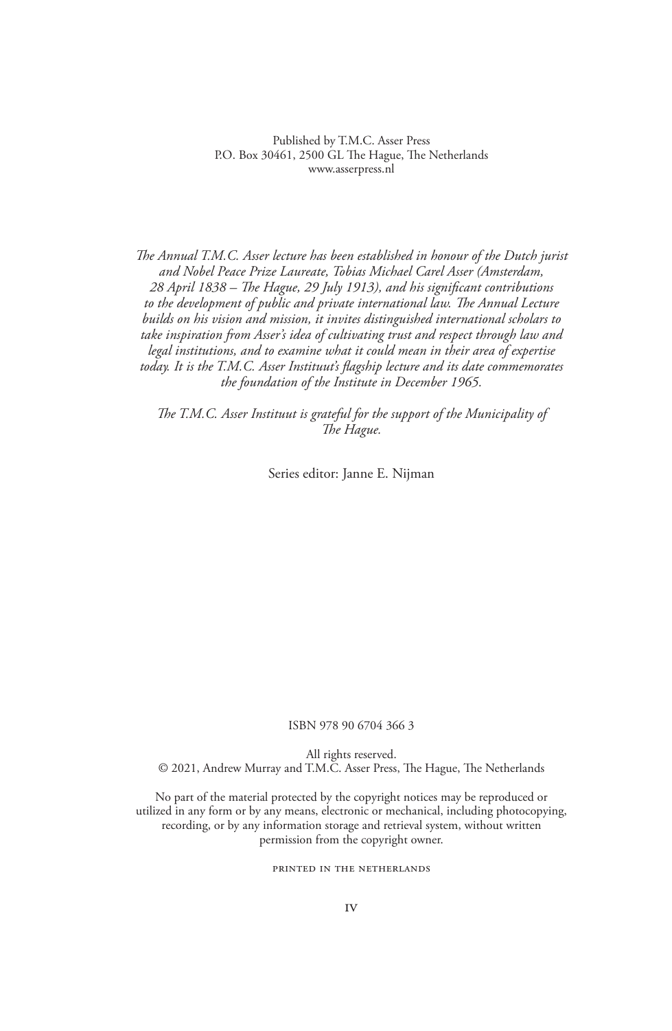Published by T.M.C. Asser Press
P.O. Box 30461, 2500 GL The Hague, The Netherlands
www.asserpress.nl

*The Annual T.M.C. Asser lecture has been established in honour of the Dutch jurist and Nobel Peace Prize Laureate, Tobias Michael Carel Asser (Amsterdam, 28 April 1838 – The Hague, 29 July 1913), and his significant contributions to the development of public and private international law. The Annual Lecture builds on his vision and mission, it invites distinguished international scholars to take inspiration from Asser's idea of cultivating trust and respect through law and legal institutions, and to examine what it could mean in their area of expertise today. It is the T.M.C. Asser Instituut's flagship lecture and its date commemorates the foundation of the Institute in December 1965.*

*The T.M.C. Asser Instituut is grateful for the support of the Municipality of The Hague.*

Series editor: Janne E. Nijman

ISBN 978 90 6704 366 3

All rights reserved.
© 2021, Andrew Murray and T.M.C. Asser Press, The Hague, The Netherlands

No part of the material protected by the copyright notices may be reproduced or utilized in any form or by any means, electronic or mechanical, including photocopying, recording, or by any information storage and retrieval system, without written permission from the copyright owner.

PRINTED IN THE NETHERLANDS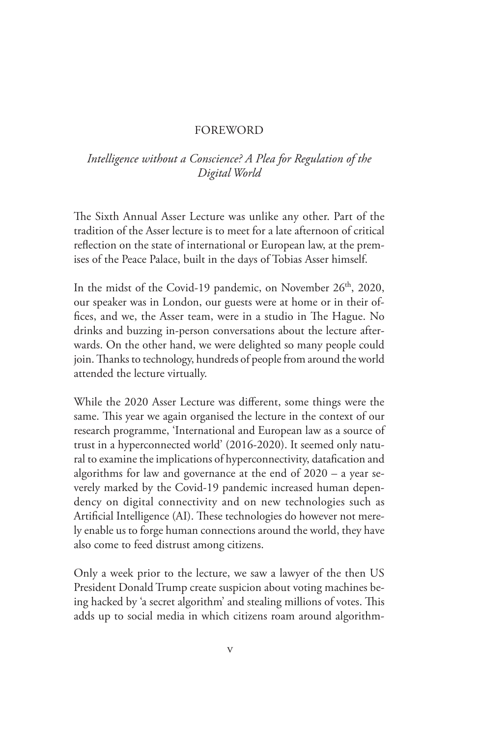# FOREWORD

## *Intelligence without a Conscience? A Plea for Regulation of the Digital World*

The Sixth Annual Asser Lecture was unlike any other. Part of the tradition of the Asser lecture is to meet for a late afternoon of critical reflection on the state of international or European law, at the premises of the Peace Palace, built in the days of Tobias Asser himself.

In the midst of the Covid-19 pandemic, on November 26th, 2020, our speaker was in London, our guests were at home or in their offices, and we, the Asser team, were in a studio in The Hague. No drinks and buzzing in-person conversations about the lecture afterwards. On the other hand, we were delighted so many people could join. Thanks to technology, hundreds of people from around the world attended the lecture virtually.

While the 2020 Asser Lecture was different, some things were the same. This year we again organised the lecture in the context of our research programme, 'International and European law as a source of trust in a hyperconnected world' (2016-2020). It seemed only natural to examine the implications of hyperconnectivity, datafication and algorithms for law and governance at the end of 2020 – a year severely marked by the Covid-19 pandemic increased human dependency on digital connectivity and on new technologies such as Artificial Intelligence (AI). These technologies do however not merely enable us to forge human connections around the world, they have also come to feed distrust among citizens.

Only a week prior to the lecture, we saw a lawyer of the then US President Donald Trump create suspicion about voting machines being hacked by 'a secret algorithm' and stealing millions of votes. This adds up to social media in which citizens roam around algorithm-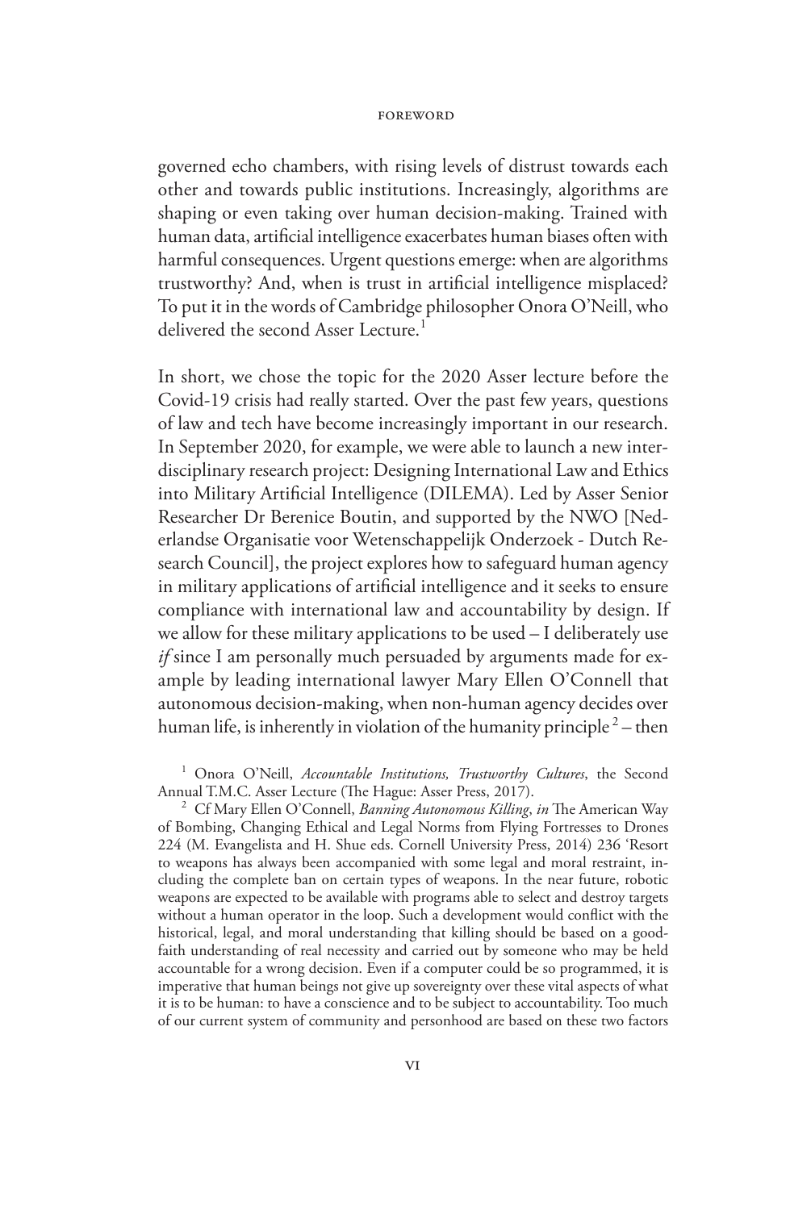governed echo chambers, with rising levels of distrust towards each other and towards public institutions. Increasingly, algorithms are shaping or even taking over human decision-making. Trained with human data, artificial intelligence exacerbates human biases often with harmful consequences. Urgent questions emerge: when are algorithms trustworthy? And, when is trust in artificial intelligence misplaced? To put it in the words of Cambridge philosopher Onora O'Neill, who delivered the second Asser Lecture.[1]

In short, we chose the topic for the 2020 Asser lecture before the Covid-19 crisis had really started. Over the past few years, questions of law and tech have become increasingly important in our research. In September 2020, for example, we were able to launch a new interdisciplinary research project: Designing International Law and Ethics into Military Artificial Intelligence (DILEMA). Led by Asser Senior Researcher Dr Berenice Boutin, and supported by the NWO [Nederlandse Organisatie voor Wetenschappelijk Onderzoek - Dutch Research Council], the project explores how to safeguard human agency in military applications of artificial intelligence and it seeks to ensure compliance with international law and accountability by design. If we allow for these military applications to be used – I deliberately use *if* since I am personally much persuaded by arguments made for example by leading international lawyer Mary Ellen O'Connell that autonomous decision-making, when non-human agency decides over human life, is inherently in violation of the humanity principle[2] – then

---

[1] Onora O'Neill, *Accountable Institutions, Trustworthy Cultures*, the Second Annual T.M.C. Asser Lecture (The Hague: Asser Press, 2017).

[2] Cf Mary Ellen O'Connell, *Banning Autonomous Killing*, *in* The American Way of Bombing, Changing Ethical and Legal Norms from Flying Fortresses to Drones 224 (M. Evangelista and H. Shue eds. Cornell University Press, 2014) 236 'Resort to weapons has always been accompanied with some legal and moral restraint, including the complete ban on certain types of weapons. In the near future, robotic weapons are expected to be available with programs able to select and destroy targets without a human operator in the loop. Such a development would conflict with the historical, legal, and moral understanding that killing should be based on a good-faith understanding of real necessity and carried out by someone who may be held accountable for a wrong decision. Even if a computer could be so programmed, it is imperative that human beings not give up sovereignty over these vital aspects of what it is to be human: to have a conscience and to be subject to accountability. Too much of our current system of community and personhood are based on these two factors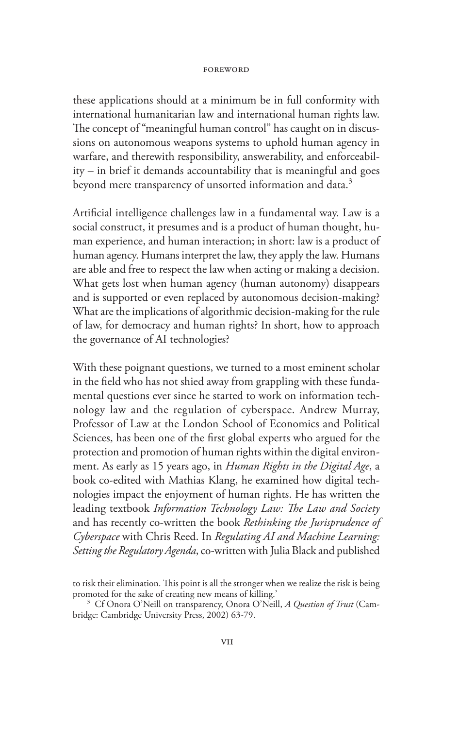these applications should at a minimum be in full conformity with international humanitarian law and international human rights law. The concept of "meaningful human control" has caught on in discussions on autonomous weapons systems to uphold human agency in warfare, and therewith responsibility, answerability, and enforceability – in brief it demands accountability that is meaningful and goes beyond mere transparency of unsorted information and data.[3]

Artificial intelligence challenges law in a fundamental way. Law is a social construct, it presumes and is a product of human thought, human experience, and human interaction; in short: law is a product of human agency. Humans interpret the law, they apply the law. Humans are able and free to respect the law when acting or making a decision. What gets lost when human agency (human autonomy) disappears and is supported or even replaced by autonomous decision-making? What are the implications of algorithmic decision-making for the rule of law, for democracy and human rights? In short, how to approach the governance of AI technologies?

With these poignant questions, we turned to a most eminent scholar in the field who has not shied away from grappling with these fundamental questions ever since he started to work on information technology law and the regulation of cyberspace. Andrew Murray, Professor of Law at the London School of Economics and Political Sciences, has been one of the first global experts who argued for the protection and promotion of human rights within the digital environment. As early as 15 years ago, in *Human Rights in the Digital Age*, a book co-edited with Mathias Klang, he examined how digital technologies impact the enjoyment of human rights. He has written the leading textbook *Information Technology Law: The Law and Society* and has recently co-written the book *Rethinking the Jurisprudence of Cyberspace* with Chris Reed. In *Regulating AI and Machine Learning: Setting the Regulatory Agenda*, co-written with Julia Black and published

to risk their elimination. This point is all the stronger when we realize the risk is being promoted for the sake of creating new means of killing.'

[3] Cf Onora O'Neill on transparency, Onora O'Neill, *A Question of Trust* (Cambridge: Cambridge University Press, 2002) 63-79.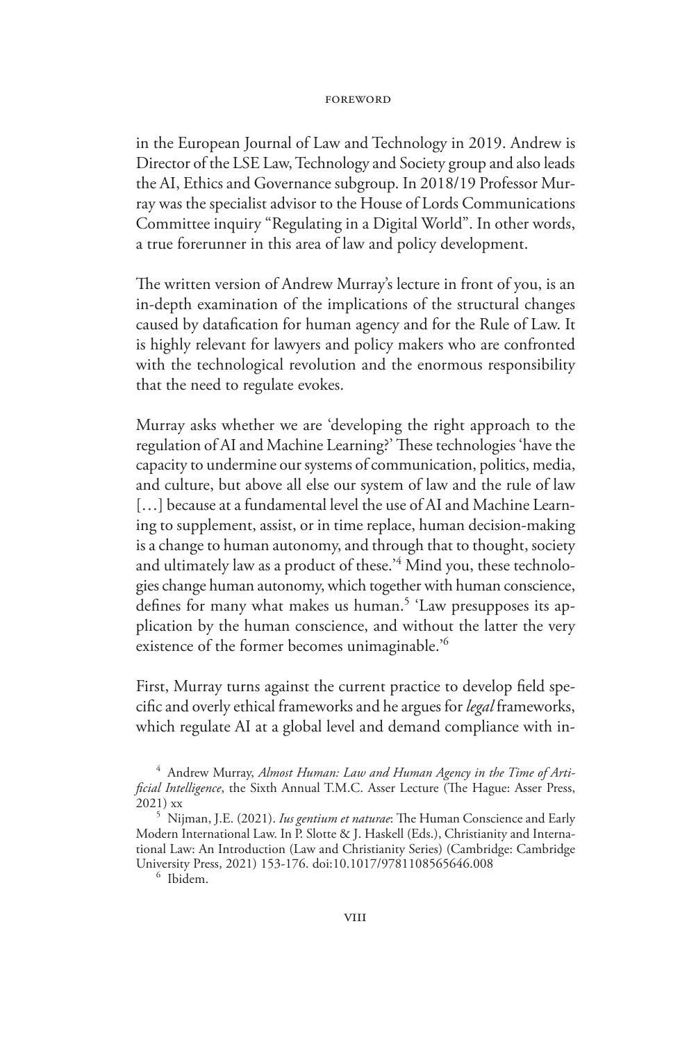in the European Journal of Law and Technology in 2019. Andrew is Director of the LSE Law, Technology and Society group and also leads the AI, Ethics and Governance subgroup. In 2018/19 Professor Murray was the specialist advisor to the House of Lords Communications Committee inquiry "Regulating in a Digital World". In other words, a true forerunner in this area of law and policy development.

The written version of Andrew Murray's lecture in front of you, is an in-depth examination of the implications of the structural changes caused by datafication for human agency and for the Rule of Law. It is highly relevant for lawyers and policy makers who are confronted with the technological revolution and the enormous responsibility that the need to regulate evokes.

Murray asks whether we are 'developing the right approach to the regulation of AI and Machine Learning?' These technologies 'have the capacity to undermine our systems of communication, politics, media, and culture, but above all else our system of law and the rule of law […] because at a fundamental level the use of AI and Machine Learning to supplement, assist, or in time replace, human decision-making is a change to human autonomy, and through that to thought, society and ultimately law as a product of these.'[4] Mind you, these technologies change human autonomy, which together with human conscience, defines for many what makes us human.[5] 'Law presupposes its application by the human conscience, and without the latter the very existence of the former becomes unimaginable.'[6]

First, Murray turns against the current practice to develop field specific and overly ethical frameworks and he argues for *legal* frameworks, which regulate AI at a global level and demand compliance with in-

[4] Andrew Murray, *Almost Human: Law and Human Agency in the Time of Artificial Intelligence*, the Sixth Annual T.M.C. Asser Lecture (The Hague: Asser Press, 2021) xx

[5] Nijman, J.E. (2021). *Ius gentium et naturae*: The Human Conscience and Early Modern International Law. In P. Slotte & J. Haskell (Eds.), Christianity and International Law: An Introduction (Law and Christianity Series) (Cambridge: Cambridge University Press, 2021) 153-176. doi:10.1017/9781108565646.008

[6] Ibidem.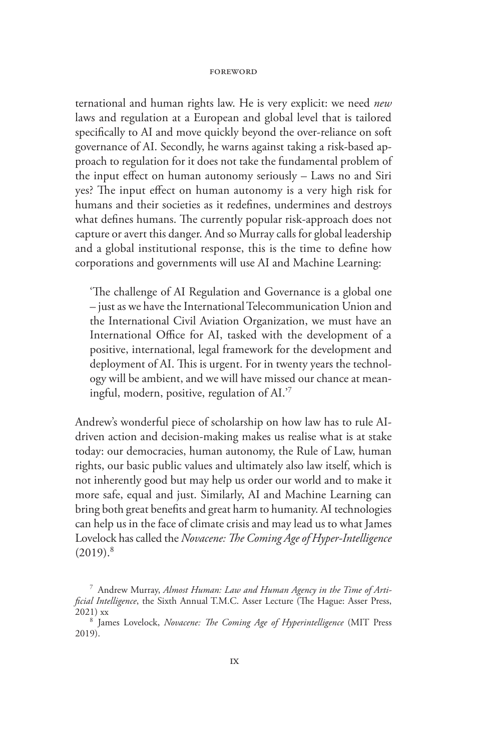ternational and human rights law. He is very explicit: we need *new* laws and regulation at a European and global level that is tailored specifically to AI and move quickly beyond the over-reliance on soft governance of AI. Secondly, he warns against taking a risk-based approach to regulation for it does not take the fundamental problem of the input effect on human autonomy seriously – Laws no and Siri yes? The input effect on human autonomy is a very high risk for humans and their societies as it redefines, undermines and destroys what defines humans. The currently popular risk-approach does not capture or avert this danger. And so Murray calls for global leadership and a global institutional response, this is the time to define how corporations and governments will use AI and Machine Learning:

> 'The challenge of AI Regulation and Governance is a global one – just as we have the International Telecommunication Union and the International Civil Aviation Organization, we must have an International Office for AI, tasked with the development of a positive, international, legal framework for the development and deployment of AI. This is urgent. For in twenty years the technology will be ambient, and we will have missed our chance at meaningful, modern, positive, regulation of AI.'[7]

Andrew's wonderful piece of scholarship on how law has to rule AI-driven action and decision-making makes us realise what is at stake today: our democracies, human autonomy, the Rule of Law, human rights, our basic public values and ultimately also law itself, which is not inherently good but may help us order our world and to make it more safe, equal and just. Similarly, AI and Machine Learning can bring both great benefits and great harm to humanity. AI technologies can help us in the face of climate crisis and may lead us to what James Lovelock has called the *Novacene: The Coming Age of Hyper-Intelligence* (2019).[8]

[7] Andrew Murray, *Almost Human: Law and Human Agency in the Time of Artificial Intelligence*, the Sixth Annual T.M.C. Asser Lecture (The Hague: Asser Press, 2021) xx

[8] James Lovelock, *Novacene: The Coming Age of Hyperintelligence* (MIT Press 2019).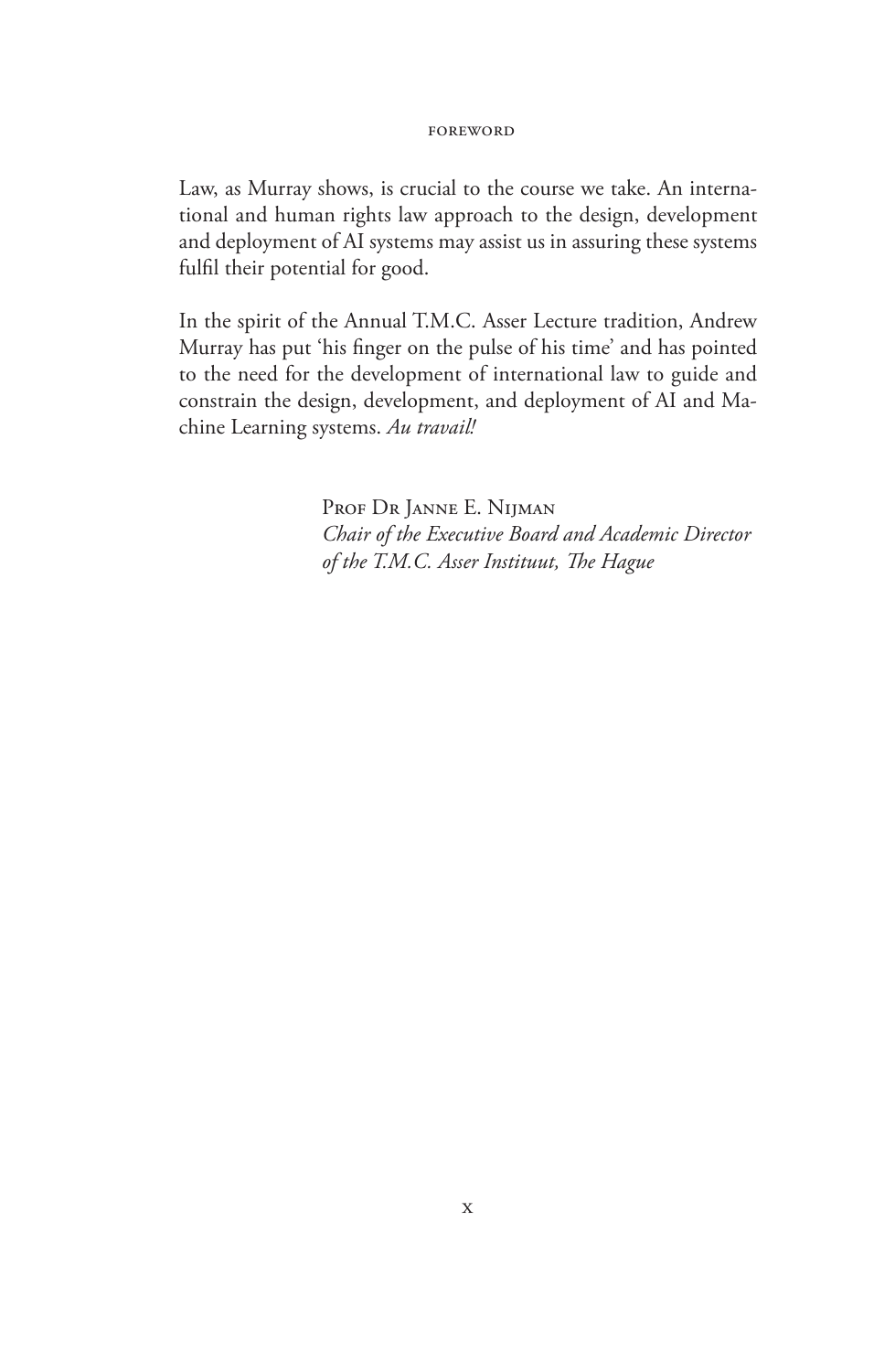Law, as Murray shows, is crucial to the course we take. An international and human rights law approach to the design, development and deployment of AI systems may assist us in assuring these systems fulfil their potential for good.

In the spirit of the Annual T.M.C. Asser Lecture tradition, Andrew Murray has put 'his finger on the pulse of his time' and has pointed to the need for the development of international law to guide and constrain the design, development, and deployment of AI and Machine Learning systems. *Au travail!*

Prof Dr Janne E. Nijman
*Chair of the Executive Board and Academic Director of the T.M.C. Asser Instituut, The Hague*